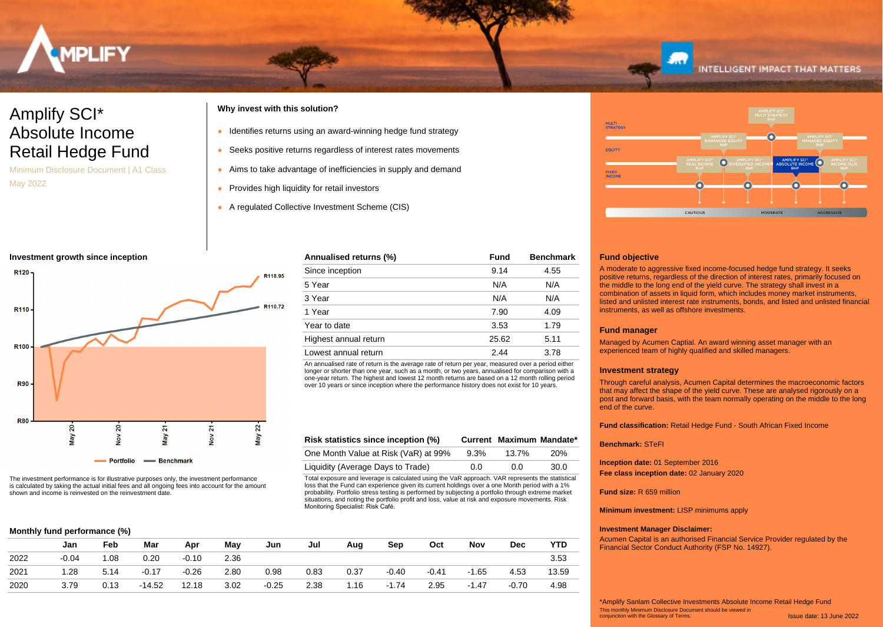# Amplify SCI* Absolute Income Retail Hedge Fund

Minimum Disclosure Document | A1 Class

May 2022

**Why invest with this solution?**

- Identifies returns using an award-winning hedge fund strategy
- Seeks positive returns regardless of interest rates movements
- Aims to take advantage of inefficiencies in supply and demand
- Provides high liquidity for retail investors
- A regulated Collective Investment Scheme (CIS)

### Investment growth since inception

The investment performance is for illustrative purposes only, the investment performance is calculated by taking the actual initial fees and all ongoing fees into account for the amount shown and income is reinvested on the reinvestment date.

| Annualised returns (%) | Fund | Benchmark |
|---|---|---|
| Since inception | 9.14 | 4.55 |
| 5 Year | N/A | N/A |
| 3 Year | N/A | N/A |
| 1 Year | 7.90 | 4.09 |
| Year to date | 3.53 | 1.79 |
| Highest annual return | 25.62 | 5.11 |
| Lowest annual return | 2.44 | 3.78 |

An annualised rate of return is the average rate of return per year, measured over a period either longer or shorter than one year, such as a month, or two years, annualised for comparison with a one-year return. The highest and lowest 12 month returns are based on a 12 month rolling period over 10 years or since inception where the performance history does not exist for 10 years.

| Risk statistics since inception (%) | Current | Maximum | Mandate* |
|---|---|---|---|
| One Month Value at Risk (VaR) at 99% | 9.3% | 13.7% | 20% |
| Liquidity (Average Days to Trade) | 0.0 | 0.0 | 30.0 |

Total exposure and leverage is calculated using the VaR approach. VAR represents the statistical loss that the Fund can experience given its current holdings over a one Month period with a 1% probability. Portfolio stress testing is performed by subjecting a portfolio through extreme market situations, and noting the portfolio profit and loss, value at risk and exposure movements. Risk Monitoring Specialist: Risk Café.

### Monthly fund performance (%)

| | Jan | Feb | Mar | Apr | May | Jun | Jul | Aug | Sep | Oct | Nov | Dec | YTD |
|---|---|---|---|---|---|---|---|---|---|---|---|---|---|
| 2022 | -0.04 | 1.08 | 0.20 | -0.10 | 2.36 | | | | | | | | 3.53 |
| 2021 | 1.28 | 5.14 | -0.17 | -0.26 | 2.80 | 0.98 | 0.83 | 0.37 | -0.40 | -0.41 | -1.65 | 4.53 | 13.59 |
| 2020 | 3.79 | 0.13 | -14.52 | 12.18 | 3.02 | -0.25 | 2.38 | 1.16 | -1.74 | 2.95 | -1.47 | -0.70 | 4.98 |

### Fund objective

A moderate to aggressive fixed income-focused hedge fund strategy. It seeks positive returns, regardless of the direction of interest rates, primarily focused on the middle to the long end of the yield curve. The strategy shall invest in a combination of assets in liquid form, which includes money market instruments, listed and unlisted interest rate instruments, bonds, and listed and unlisted financial instruments, as well as offshore investments.

### Fund manager

Managed by Acumen Captial. An award winning asset manager with an experienced team of highly qualified and skilled managers.

### Investment strategy

Through careful analysis, Acumen Capital determines the macroeconomic factors that may affect the shape of the yield curve. These are analysed rigorously on a post and forward basis, with the team normally operating on the middle to the long end of the curve.

**Fund classification:** Retail Hedge Fund - South African Fixed Income

**Benchmark:** STeFI

**Inception date:** 01 September 2016

**Fee class inception date:** 02 January 2020

**Fund size:** R 659 million

**Minimum investment:** LISP minimums apply

**Investment Manager Disclaimer:**

Acumen Capital is an authorised Financial Service Provider regulated by the Financial Sector Conduct Authority (FSP No. 14927).

*Amplify Sanlam Collective Investments Absolute Income Retail Hedge Fund

This monthly Minimum Disclosure Document should be viewed in conjunction with the Glossary of Terms.

Issue date: 13 June 2022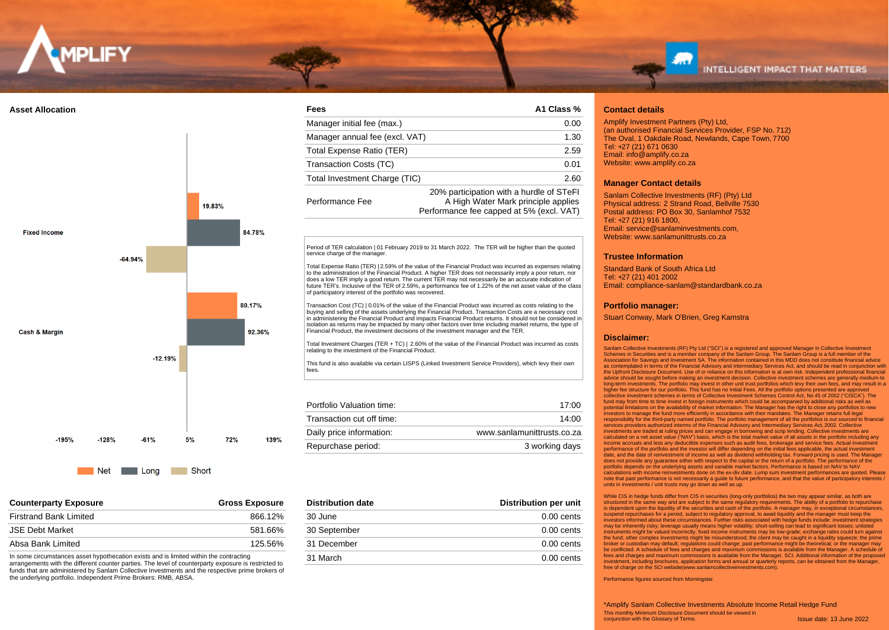## Asset Allocation

Fixed Income
Cash & Margin

19.83%
84.78%
-64.94%
80.17%
92.36%
-12.19%

-195% -128% -61% 5% 72% 139%

Net Long Short

## Fees

| Fees | A1 Class % |
|---|---|
| Manager initial fee (max.) | 0.00 |
| Manager annual fee (excl. VAT) | 1.30 |
| Total Expense Ratio (TER) | 2.59 |
| Transaction Costs (TC) | 0.01 |
| Total Investment Charge (TIC) | 2.60 |
| Performance Fee | 20% participation with a hurdle of STeFI A High Water Mark principle applies Performance fee capped at 5% (excl. VAT) |

Period of TER calculation | 01 February 2019 to 31 March 2022. The TER will be higher than the quoted service charge of the manager.

Total Expense Ratio (TER) | 2.59% of the value of the Financial Product was incurred as expenses relating to the administration of the Financial Product. A higher TER does not necessarily imply a poor return, nor does a low TER imply a good return. The current TER may not necessarily be an accurate indication of future TER's. Inclusive of the TER of 2.59%, a performance fee of 1.22% of the net asset value of the class of participatory interest of the portfolio was recovered.

Transaction Cost (TC) | 0.01% of the value of the Financial Product was incurred as costs relating to the buying and selling of the assets underlying the Financial Product. Transaction Costs are a necessary cost in administering the Financial Product and impacts Financial Product returns. It should not be considered in isolation as returns may be impacted by many other factors over time including market returns, the type of Financial Product, the investment decisions of the investment manager and the TER.

Total Investment Charges (TER + TC) | 2.60% of the value of the Financial Product was incurred as costs relating to the investment of the Financial Product.

This fund is also available via certain LISPS (Linked Investment Service Providers), which levy their own fees.

| | |
|---|---|
| Portfolio Valuation time: | 17:00 |
| Transaction cut off time: | 14:00 |
| Daily price information: | www.sanlamunittrusts.co.za |
| Repurchase period: | 3 working days |

| Counterparty Exposure | Gross Exposure |
|---|---|
| Firstrand Bank Limited | 866.12% |
| JSE Debt Market | 581.66% |
| Absa Bank Limited | 125.56% |

In some circumstances asset hypothecation exists and is limited within the contracting arrangements with the different counter parties. The level of counterparty exposure is restricted to funds that are administered by Sanlam Collective Investments and the respective prime brokers of the underlying portfolio. Independent Prime Brokers: RMB, ABSA.

| Distribution date | Distribution per unit |
|---|---|
| 30 June | 0.00 cents |
| 30 September | 0.00 cents |
| 31 December | 0.00 cents |
| 31 March | 0.00 cents |

## Contact details

Amplify Investment Partners (Pty) Ltd,
(an authorised Financial Services Provider, FSP No. 712)
The Oval, 1 Oakdale Road, Newlands, Cape Town, 7700
Tel: +27 (21) 671 0630
Email: info@amplify.co.za
Website: www.amplify.co.za

## Manager Contact details

Sanlam Collective Investments (RF) (Pty) Ltd
Physical address: 2 Strand Road, Bellville 7530
Postal address: PO Box 30, Sanlamhof 7532
Tel: +27 (21) 916 1800,
Email: service@sanlaminvestments.com,
Website: www.sanlamunittrusts.co.za

## Trustee Information

Standard Bank of South Africa Ltd
Tel: +27 (21) 401 2002
Email: compliance-sanlam@standardbank.co.za

## Portfolio manager:

Stuart Conway, Mark O'Brien, Greg Kamstra

## Disclaimer:

Sanlam Collective Investments (RF) Pty Ltd ("SCI") is a registered and approved Manager in Collective Investment Schemes in Securities and is a member company of the Sanlam Group. The Sanlam Group is a full member of the Association for Savings and Investment SA. The information contained in this MDD does not constitute financial advice as contemplated in terms of the Financial Advisory and Intermediary Services Act, and should be read in conjunction with the Upfront Disclosure Document. Use of or reliance on this information is at own risk. Independent professional financial advice should be sought before making an investment decision. Collective investment schemes are generally medium-to long-term investments. The portfolio may invest in other unit trust portfolios which levy their own fees, and may result in a higher fee structure for our portfolio. This fund has no Initial Fees. All the portfolio options presented are approved collective investment schemes in terms of Collective Investment Schemes Control Act, No 45 of 2002 ("CISCA"). The fund may from time to time invest in foreign instruments which could be accompanied by additional risks as well as potential limitations on the availability of market information. The Manager has the right to close any portfolios to new investors to manage the fund more efficiently in accordance with their mandates. The Manager retains full legal responsibility for the third-party named portfolio. The portfolio management of all the portfolios is out sourced to financial services providers authorized interms of the Financial Advisory and Intermediary Services Act, 2002. Collective investments are traded at ruling prices and can engage in borrowing and scrip lending. Collective investments are calculated on a net asset value ("NAV") basis, which is the total market value of all assets in the portfolio including any income accruals and less any deductible expenses such as audit fees, brokerage and service fees. Actual investment performance of the portfolio and the investor will differ depending on the initial fees applicable, the actual investment date, and the date of reinvestment of income as well as dividend withholding tax. Forward pricing is used. The Manager does not provide any guarantee either with respect to the capital or the return of a portfolio. The performance of the portfolio depends on the underlying assets and variable market factors. Performance is based on NAV to NAV calculations with income reinvestments done on the ex-div date. Lump sum investment performances are quoted. Please note that past performance is not necessarily a guide to future performance, and that the value of participatory interests / units in investments / unit trusts may go down as well as up.

While CIS in hedge funds differ from CIS in securities (long-only portfolios) the two may appear similar, as both are structured in the same way and are subject to the same regulatory requirements. The ability of a portfolio to repurchase is dependent upon the liquidity of the securities and cash of the portfolio. A manager may, in exceptional circumstances, suspend repurchases for a period, subject to regulatory approval, to await liquidity and the manager must keep the investors informed about these circumstances. Further risks associated with hedge funds include: investment strategies may be inherently risky; leverage usually means higher volatility; short-selling can lead to significant losses; unlisted instruments might be valued incorrectly; fixed income instruments may be low-grade; exchange rates could turn against the fund; other complex investments might be misunderstood; the client may be caught in a liquidity squeeze; the prime broker or custodian may default; regulations could change; past performance might be theoretical; or the manager may be conflicted. A schedule of fees and charges and maximum commissions is available from the Manager. A schedule of fees and charges and maximum commissions is available from the Manager, SCI. Additional information of the proposed investment, including brochures, application forms and annual or quarterly reports, can be obtained from the Manager, free of charge on the SCI website(www.sanlamcollectiveinvestments.com).

Performance figures sourced from Morningstar.

*Amplify Sanlam Collective Investments Absolute Income Retail Hedge Fund

This monthly Minimum Disclosure Document should be viewed in conjunction with the Glossary of Terms.

Issue date: 13 June 2022